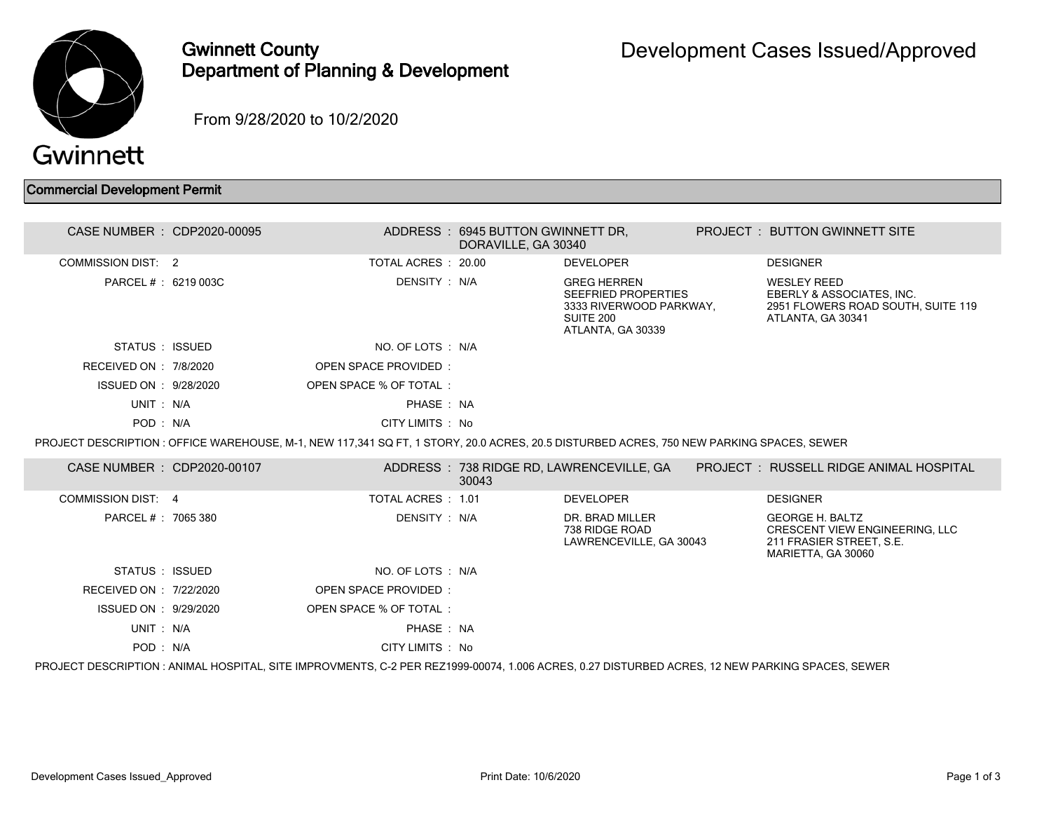# Gwinnett County Department of Planning & Development

## Development Cases Issued/Approved

From 9/28/2020 to 10/2/2020

### Commercial Development Permit

**CASE NUMBER :** CDP2020-00095
**ADDRESS :** 6945 BUTTON GWINNETT DR, DORAVILLE, GA 30340
**PROJECT :** BUTTON GWINNETT SITE

| | | | | | |
|---|---|---|---|---|---|
| COMMISSION DIST: | 2 | TOTAL ACRES : | 20.00 | DEVELOPER | DESIGNER |
| PARCEL # : | 6219 003C | DENSITY : | N/A | GREG HERREN<br>SEEFRIED PROPERTIES<br>3333 RIVERWOOD PARKWAY, SUITE 200<br>ATLANTA, GA 30339 | WESLEY REED<br>EBERLY & ASSOCIATES, INC.<br>2951 FLOWERS ROAD SOUTH, SUITE 119<br>ATLANTA, GA 30341 |
| STATUS : | ISSUED | NO. OF LOTS : | N/A | | |
| RECEIVED ON : | 7/8/2020 | OPEN SPACE PROVIDED : | | | |
| ISSUED ON : | 9/28/2020 | OPEN SPACE % OF TOTAL : | | | |
| UNIT : | N/A | PHASE : | NA | | |
| POD : | N/A | CITY LIMITS : | No | | |

PROJECT DESCRIPTION : OFFICE WAREHOUSE, M-1, NEW 117,341 SQ FT, 1 STORY, 20.0 ACRES, 20.5 DISTURBED ACRES, 750 NEW PARKING SPACES, SEWER

**CASE NUMBER :** CDP2020-00107
**ADDRESS :** 738 RIDGE RD, LAWRENCEVILLE, GA 30043
**PROJECT :** RUSSELL RIDGE ANIMAL HOSPITAL

| | | | | | |
|---|---|---|---|---|---|
| COMMISSION DIST: | 4 | TOTAL ACRES : | 1.01 | DEVELOPER | DESIGNER |
| PARCEL # : | 7065 380 | DENSITY : | N/A | DR. BRAD MILLER<br>738 RIDGE ROAD<br>LAWRENCEVILLE, GA 30043 | GEORGE H. BALTZ<br>CRESCENT VIEW ENGINEERING, LLC<br>211 FRASIER STREET, S.E.<br>MARIETTA, GA 30060 |
| STATUS : | ISSUED | NO. OF LOTS : | N/A | | |
| RECEIVED ON : | 7/22/2020 | OPEN SPACE PROVIDED : | | | |
| ISSUED ON : | 9/29/2020 | OPEN SPACE % OF TOTAL : | | | |
| UNIT : | N/A | PHASE : | NA | | |
| POD : | N/A | CITY LIMITS : | No | | |

PROJECT DESCRIPTION : ANIMAL HOSPITAL, SITE IMPROVMENTS, C-2 PER REZ1999-00074, 1.006 ACRES, 0.27 DISTURBED ACRES, 12 NEW PARKING SPACES, SEWER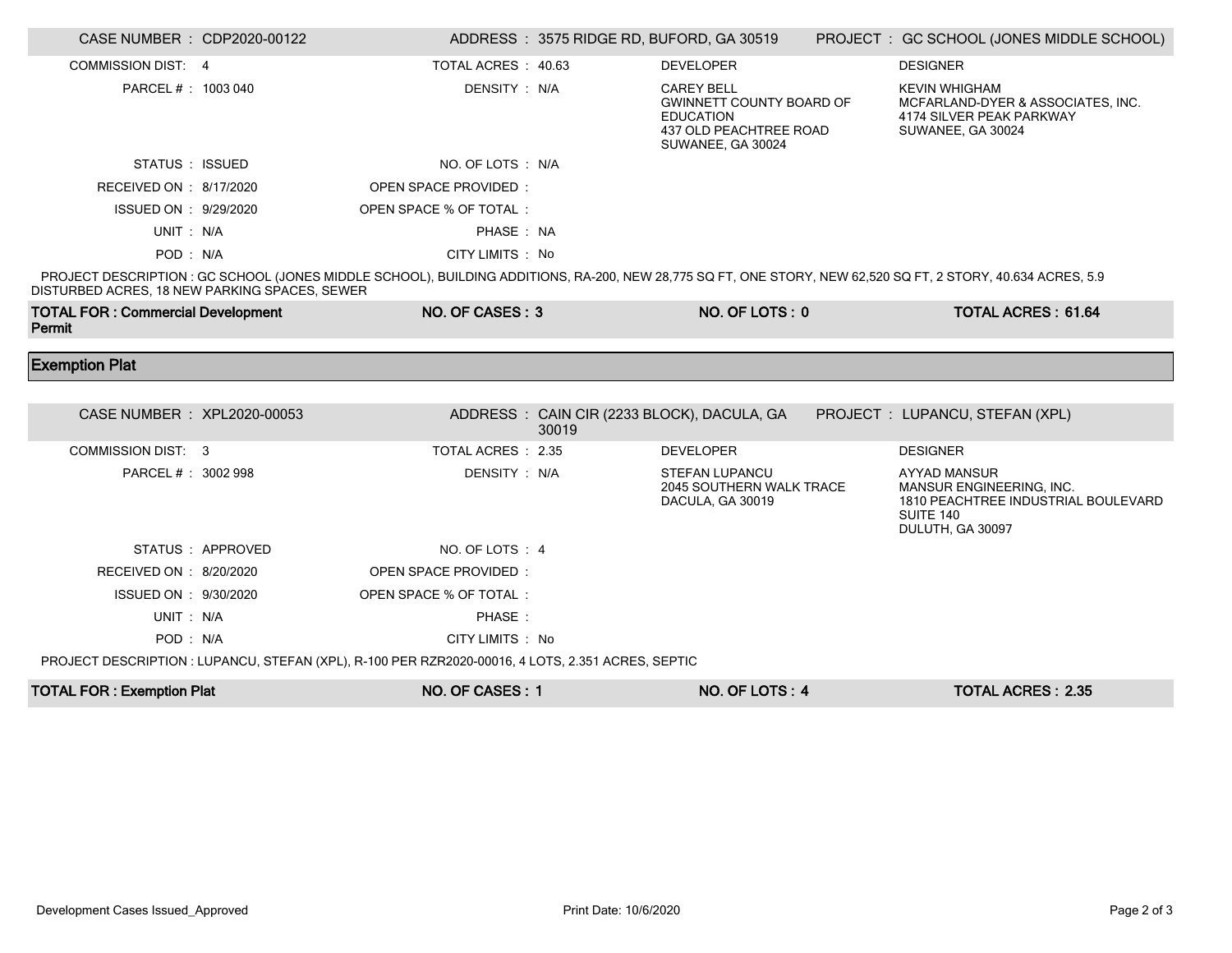| CASE NUMBER : CDP2020-00122 | | ADDRESS : 3575 RIDGE RD, BUFORD, GA 30519 | PROJECT : GC SCHOOL (JONES MIDDLE SCHOOL) |
|---|---|---|---|
| COMMISSION DIST: 4 | TOTAL ACRES : 40.63 | DEVELOPER | DESIGNER |
| PARCEL # : 1003 040 | DENSITY : N/A | CAREY BELL<br>GWINNETT COUNTY BOARD OF EDUCATION<br>437 OLD PEACHTREE ROAD<br>SUWANEE, GA 30024 | KEVIN WHIGHAM<br>MCFARLAND-DYER & ASSOCIATES, INC.<br>4174 SILVER PEAK PARKWAY<br>SUWANEE, GA 30024 |
| STATUS : ISSUED | NO. OF LOTS : N/A | | |
| RECEIVED ON : 8/17/2020 | OPEN SPACE PROVIDED : | | |
| ISSUED ON : 9/29/2020 | OPEN SPACE % OF TOTAL : | | |
| UNIT : N/A | PHASE : NA | | |
| POD : N/A | CITY LIMITS : No | | |

PROJECT DESCRIPTION : GC SCHOOL (JONES MIDDLE SCHOOL), BUILDING ADDITIONS, RA-200, NEW 28,775 SQ FT, ONE STORY, NEW 62,520 SQ FT, 2 STORY, 40.634 ACRES, 5.9 DISTURBED ACRES, 18 NEW PARKING SPACES, SEWER

| **TOTAL FOR : Commercial Development Permit** | **NO. OF CASES : 3** | **NO. OF LOTS : 0** | **TOTAL ACRES : 61.64** |
|---|---|---|---|

## Exemption Plat

| CASE NUMBER : XPL2020-00053 | | ADDRESS : CAIN CIR (2233 BLOCK), DACULA, GA 30019 | PROJECT : LUPANCU, STEFAN (XPL) |
|---|---|---|---|
| COMMISSION DIST: 3 | TOTAL ACRES : 2.35 | DEVELOPER | DESIGNER |
| PARCEL # : 3002 998 | DENSITY : N/A | STEFAN LUPANCU<br>2045 SOUTHERN WALK TRACE<br>DACULA, GA 30019 | AYYAD MANSUR<br>MANSUR ENGINEERING, INC.<br>1810 PEACHTREE INDUSTRIAL BOULEVARD<br>SUITE 140<br>DULUTH, GA 30097 |
| STATUS : APPROVED | NO. OF LOTS : 4 | | |
| RECEIVED ON : 8/20/2020 | OPEN SPACE PROVIDED : | | |
| ISSUED ON : 9/30/2020 | OPEN SPACE % OF TOTAL : | | |
| UNIT : N/A | PHASE : | | |
| POD : N/A | CITY LIMITS : No | | |

PROJECT DESCRIPTION : LUPANCU, STEFAN (XPL), R-100 PER RZR2020-00016, 4 LOTS, 2.351 ACRES, SEPTIC

| **TOTAL FOR : Exemption Plat** | **NO. OF CASES : 1** | **NO. OF LOTS : 4** | **TOTAL ACRES : 2.35** |
|---|---|---|---|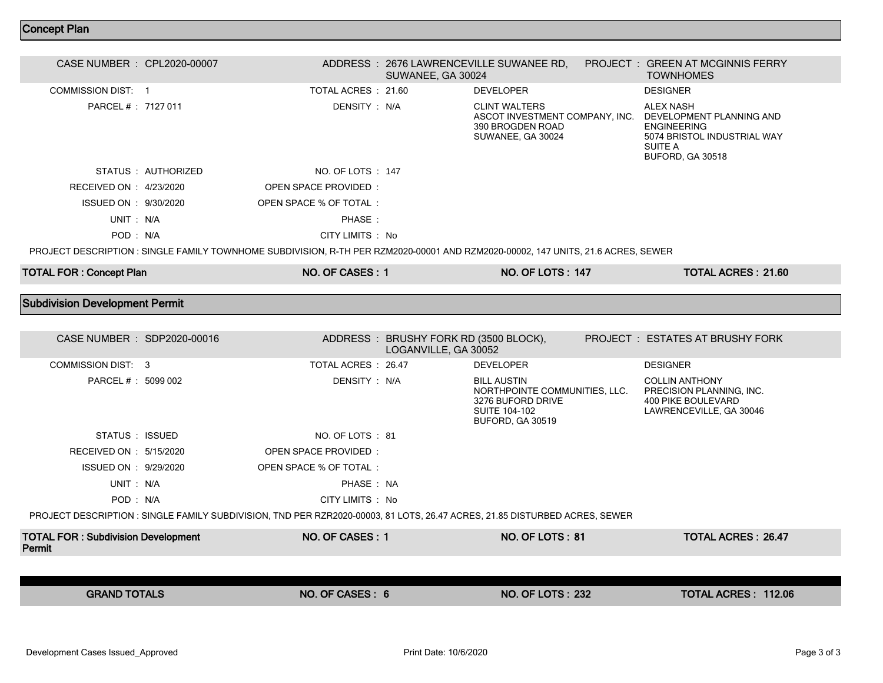## Concept Plan

| | | | |
|---|---|---|---|
| CASE NUMBER : CPL2020-00007 | ADDRESS : 2676 LAWRENCEVILLE SUWANEE RD, SUWANEE, GA 30024 | | PROJECT : GREEN AT MCGINNIS FERRY TOWNHOMES |
| COMMISSION DIST: 1 | TOTAL ACRES : 21.60 | DEVELOPER | DESIGNER |
| PARCEL # : 7127 011 | DENSITY : N/A | CLINT WALTERS<br>ASCOT INVESTMENT COMPANY, INC.<br>390 BROGDEN ROAD<br>SUWANEE, GA 30024 | ALEX NASH<br>DEVELOPMENT PLANNING AND ENGINEERING<br>5074 BRISTOL INDUSTRIAL WAY<br>SUITE A<br>BUFORD, GA 30518 |
| STATUS : AUTHORIZED | NO. OF LOTS : 147 | | |
| RECEIVED ON : 4/23/2020 | OPEN SPACE PROVIDED : | | |
| ISSUED ON : 9/30/2020 | OPEN SPACE % OF TOTAL : | | |
| UNIT : N/A | PHASE : | | |
| POD : N/A | CITY LIMITS : No | | |

PROJECT DESCRIPTION : SINGLE FAMILY TOWNHOME SUBDIVISION, R-TH PER RZM2020-00001 AND RZM2020-00002, 147 UNITS, 21.6 ACRES, SEWER

| | | | |
|---|---|---|---|
| **TOTAL FOR : Concept Plan** | **NO. OF CASES : 1** | **NO. OF LOTS : 147** | **TOTAL ACRES : 21.60** |

## Subdivision Development Permit

| | | | |
|---|---|---|---|
| CASE NUMBER : SDP2020-00016 | ADDRESS : BRUSHY FORK RD (3500 BLOCK), LOGANVILLE, GA 30052 | | PROJECT : ESTATES AT BRUSHY FORK |
| COMMISSION DIST: 3 | TOTAL ACRES : 26.47 | DEVELOPER | DESIGNER |
| PARCEL # : 5099 002 | DENSITY : N/A | BILL AUSTIN<br>NORTHPOINTE COMMUNITIES, LLC.<br>3276 BUFORD DRIVE<br>SUITE 104-102<br>BUFORD, GA 30519 | COLLIN ANTHONY<br>PRECISION PLANNING, INC.<br>400 PIKE BOULEVARD<br>LAWRENCEVILLE, GA 30046 |
| STATUS : ISSUED | NO. OF LOTS : 81 | | |
| RECEIVED ON : 5/15/2020 | OPEN SPACE PROVIDED : | | |
| ISSUED ON : 9/29/2020 | OPEN SPACE % OF TOTAL : | | |
| UNIT : N/A | PHASE : NA | | |
| POD : N/A | CITY LIMITS : No | | |

PROJECT DESCRIPTION : SINGLE FAMILY SUBDIVISION, TND PER RZR2020-00003, 81 LOTS, 26.47 ACRES, 21.85 DISTURBED ACRES, SEWER

| | | | |
|---|---|---|---|
| **TOTAL FOR : Subdivision Development Permit** | **NO. OF CASES : 1** | **NO. OF LOTS : 81** | **TOTAL ACRES : 26.47** |

| | | | |
|---|---|---|---|
| **GRAND TOTALS** | **NO. OF CASES : 6** | **NO. OF LOTS : 232** | **TOTAL ACRES : 112.06** |

Development Cases Issued_Approved    Print Date: 10/6/2020